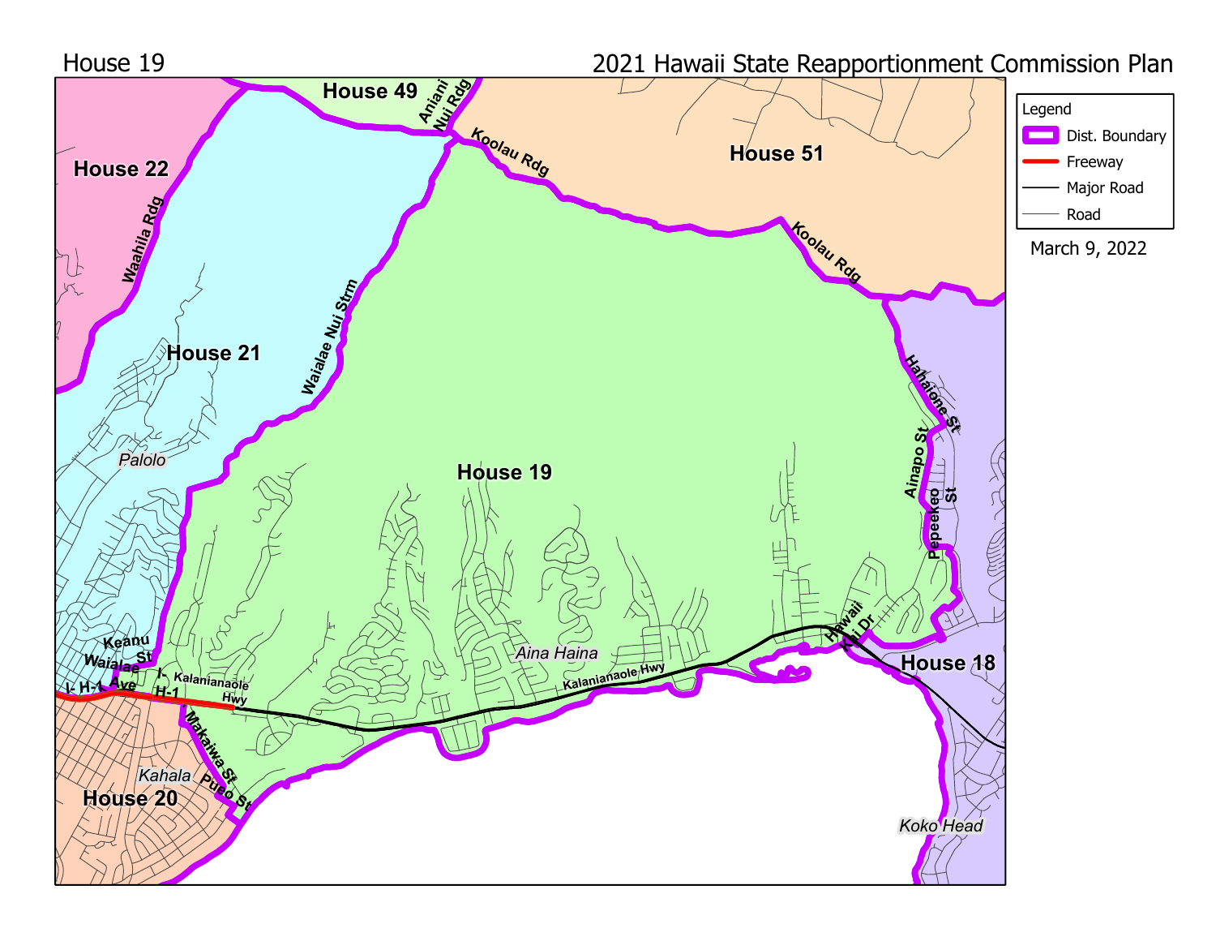House 19

# 2021 Hawaii State Reapportionment Commission Plan

Legend
- Dist. Boundary
- Freeway
- Major Road
- Road

March 9, 2022

House 19
House 18
House 20
House 21
House 22
House 49
House 51

Aniani Nui Rdg
Koolau Rdg
Koolau Rdg
Waahila Rdg
Waialae Nui Strm
Hahaione St
Ainapo St
Pepeekeo St
Hawaii Kai Dr
Kalanianaole Hwy
Kalanianaole Hwy
Keanu St
Waialae Ave
I- H-1
I- H-1
Makaiwa St
Pueo St

Palolo
Aina Haina
Kahala
Koko Head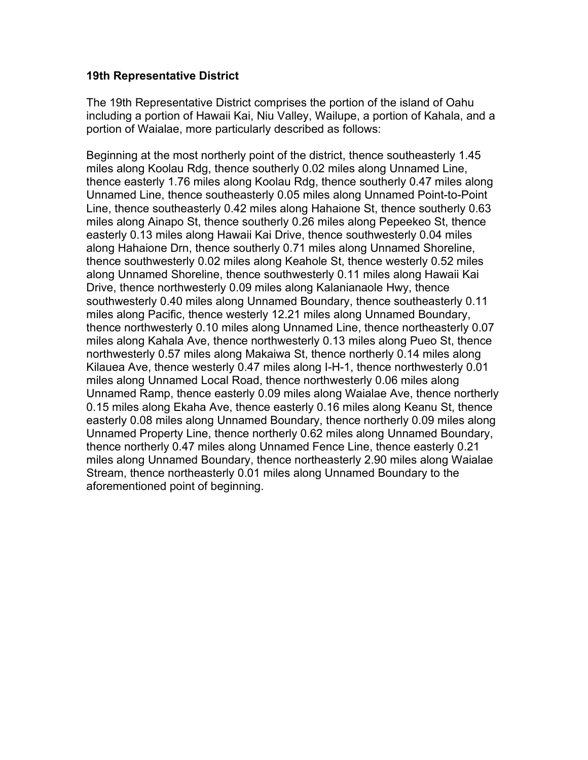**19th Representative District**

The 19th Representative District comprises the portion of the island of Oahu including a portion of Hawaii Kai, Niu Valley, Wailupe, a portion of Kahala, and a portion of Waialae, more particularly described as follows:

Beginning at the most northerly point of the district, thence southeasterly 1.45 miles along Koolau Rdg, thence southerly 0.02 miles along Unnamed Line, thence easterly 1.76 miles along Koolau Rdg, thence southerly 0.47 miles along Unnamed Line, thence southeasterly 0.05 miles along Unnamed Point-to-Point Line, thence southeasterly 0.42 miles along Hahaione St, thence southerly 0.63 miles along Ainapo St, thence southerly 0.26 miles along Pepeekeo St, thence easterly 0.13 miles along Hawaii Kai Drive, thence southwesterly 0.04 miles along Hahaione Drn, thence southerly 0.71 miles along Unnamed Shoreline, thence southwesterly 0.02 miles along Keahole St, thence westerly 0.52 miles along Unnamed Shoreline, thence southwesterly 0.11 miles along Hawaii Kai Drive, thence northwesterly 0.09 miles along Kalanianaole Hwy, thence southwesterly 0.40 miles along Unnamed Boundary, thence southeasterly 0.11 miles along Pacific, thence westerly 12.21 miles along Unnamed Boundary, thence northwesterly 0.10 miles along Unnamed Line, thence northeasterly 0.07 miles along Kahala Ave, thence northwesterly 0.13 miles along Pueo St, thence northwesterly 0.57 miles along Makaiwa St, thence northerly 0.14 miles along Kilauea Ave, thence westerly 0.47 miles along I-H-1, thence northwesterly 0.01 miles along Unnamed Local Road, thence northwesterly 0.06 miles along Unnamed Ramp, thence easterly 0.09 miles along Waialae Ave, thence northerly 0.15 miles along Ekaha Ave, thence easterly 0.16 miles along Keanu St, thence easterly 0.08 miles along Unnamed Boundary, thence northerly 0.09 miles along Unnamed Property Line, thence northerly 0.62 miles along Unnamed Boundary, thence northerly 0.47 miles along Unnamed Fence Line, thence easterly 0.21 miles along Unnamed Boundary, thence northeasterly 2.90 miles along Waialae Stream, thence northeasterly 0.01 miles along Unnamed Boundary to the aforementioned point of beginning.